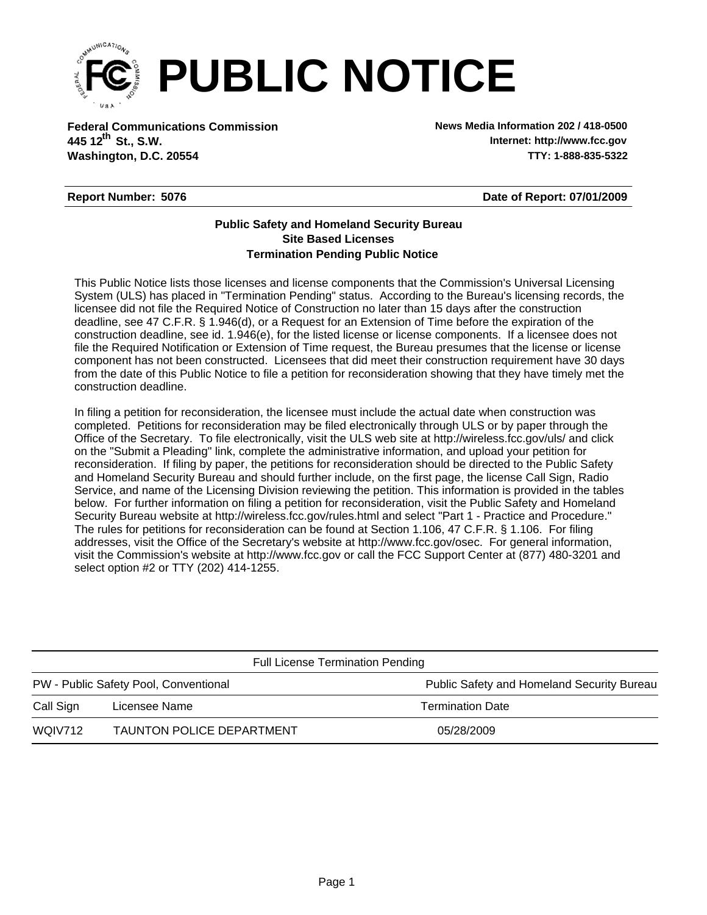# PUBLIC NOTICE

**Federal Communications Commission**
**445 12th St., S.W.**
**Washington, D.C. 20554**

**News Media Information 202 / 418-0500**
**Internet: http://www.fcc.gov**
**TTY: 1-888-835-5322**

**Report Number: 5076** **Date of Report: 07/01/2009**

**Public Safety and Homeland Security Bureau**
**Site Based Licenses**
**Termination Pending Public Notice**

This Public Notice lists those licenses and license components that the Commission's Universal Licensing System (ULS) has placed in "Termination Pending" status. According to the Bureau's licensing records, the licensee did not file the Required Notice of Construction no later than 15 days after the construction deadline, see 47 C.F.R. § 1.946(d), or a Request for an Extension of Time before the expiration of the construction deadline, see id. 1.946(e), for the listed license or license components. If a licensee does not file the Required Notification or Extension of Time request, the Bureau presumes that the license or license component has not been constructed. Licensees that did meet their construction requirement have 30 days from the date of this Public Notice to file a petition for reconsideration showing that they have timely met the construction deadline.

In filing a petition for reconsideration, the licensee must include the actual date when construction was completed. Petitions for reconsideration may be filed electronically through ULS or by paper through the Office of the Secretary. To file electronically, visit the ULS web site at http://wireless.fcc.gov/uls/ and click on the "Submit a Pleading" link, complete the administrative information, and upload your petition for reconsideration. If filing by paper, the petitions for reconsideration should be directed to the Public Safety and Homeland Security Bureau and should further include, on the first page, the license Call Sign, Radio Service, and name of the Licensing Division reviewing the petition. This information is provided in the tables below. For further information on filing a petition for reconsideration, visit the Public Safety and Homeland Security Bureau website at http://wireless.fcc.gov/rules.html and select "Part 1 - Practice and Procedure." The rules for petitions for reconsideration can be found at Section 1.106, 47 C.F.R. § 1.106. For filing addresses, visit the Office of the Secretary's website at http://www.fcc.gov/osec. For general information, visit the Commission's website at http://www.fcc.gov or call the FCC Support Center at (877) 480-3201 and select option #2 or TTY (202) 414-1255.

Full License Termination Pending

PW - Public Safety Pool, Conventional — Public Safety and Homeland Security Bureau

| Call Sign | Licensee Name | Termination Date |
|---|---|---|
| WQIV712 | TAUNTON POLICE DEPARTMENT | 05/28/2009 |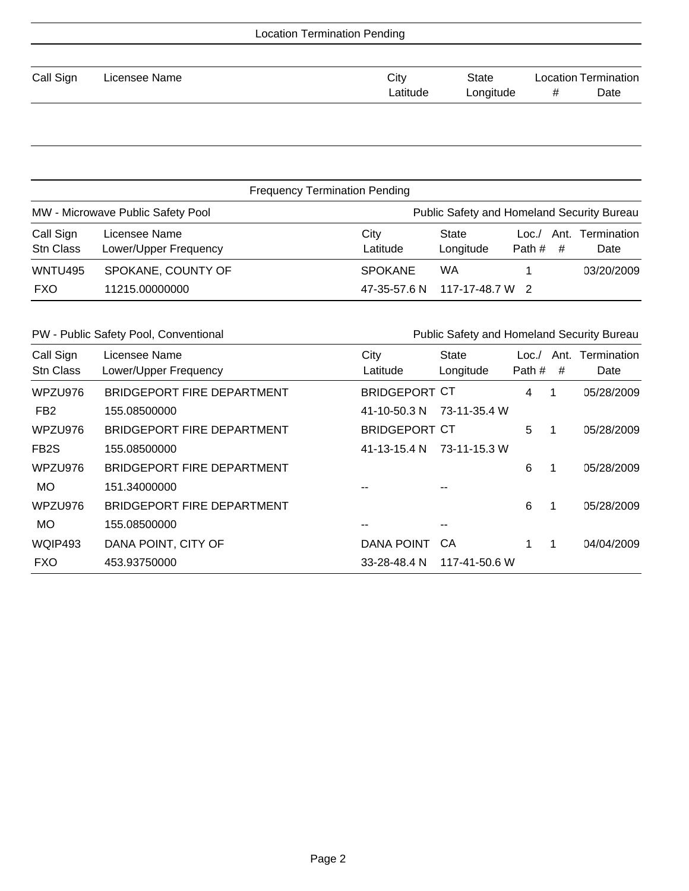## Location Termination Pending

| Call Sign | Licensee Name | City / Latitude | State / Longitude | Location # | Termination Date |
|---|---|---|---|---|---|

## Frequency Termination Pending

### MW - Microwave Public Safety Pool — Public Safety and Homeland Security Bureau

| Call Sign / Stn Class | Licensee Name / Lower/Upper Frequency | City / Latitude | State / Longitude | Loc./ Path # | Ant. # | Termination Date |
|---|---|---|---|---|---|---|
| WNTU495 | SPOKANE, COUNTY OF | SPOKANE | WA | 1 | | 03/20/2009 |
| FXO | 11215.00000000 | 47-35-57.6 N | 117-17-48.7 W | 2 | | |

### PW - Public Safety Pool, Conventional — Public Safety and Homeland Security Bureau

| Call Sign / Stn Class | Licensee Name / Lower/Upper Frequency | City / Latitude | State / Longitude | Loc./ Path # | Ant. # | Termination Date |
|---|---|---|---|---|---|---|
| WPZU976 | BRIDGEPORT FIRE DEPARTMENT | BRIDGEPORT | CT | 4 | 1 | 05/28/2009 |
| FB2 | 155.08500000 | 41-10-50.3 N | 73-11-35.4 W | | | |
| WPZU976 | BRIDGEPORT FIRE DEPARTMENT | BRIDGEPORT | CT | 5 | 1 | 05/28/2009 |
| FB2S | 155.08500000 | 41-13-15.4 N | 73-11-15.3 W | | | |
| WPZU976 | BRIDGEPORT FIRE DEPARTMENT | | | 6 | 1 | 05/28/2009 |
| MO | 151.34000000 | -- | -- | | | |
| WPZU976 | BRIDGEPORT FIRE DEPARTMENT | | | 6 | 1 | 05/28/2009 |
| MO | 155.08500000 | -- | -- | | | |
| WQIP493 | DANA POINT, CITY OF | DANA POINT | CA | 1 | 1 | 04/04/2009 |
| FXO | 453.93750000 | 33-28-48.4 N | 117-41-50.6 W | | | |